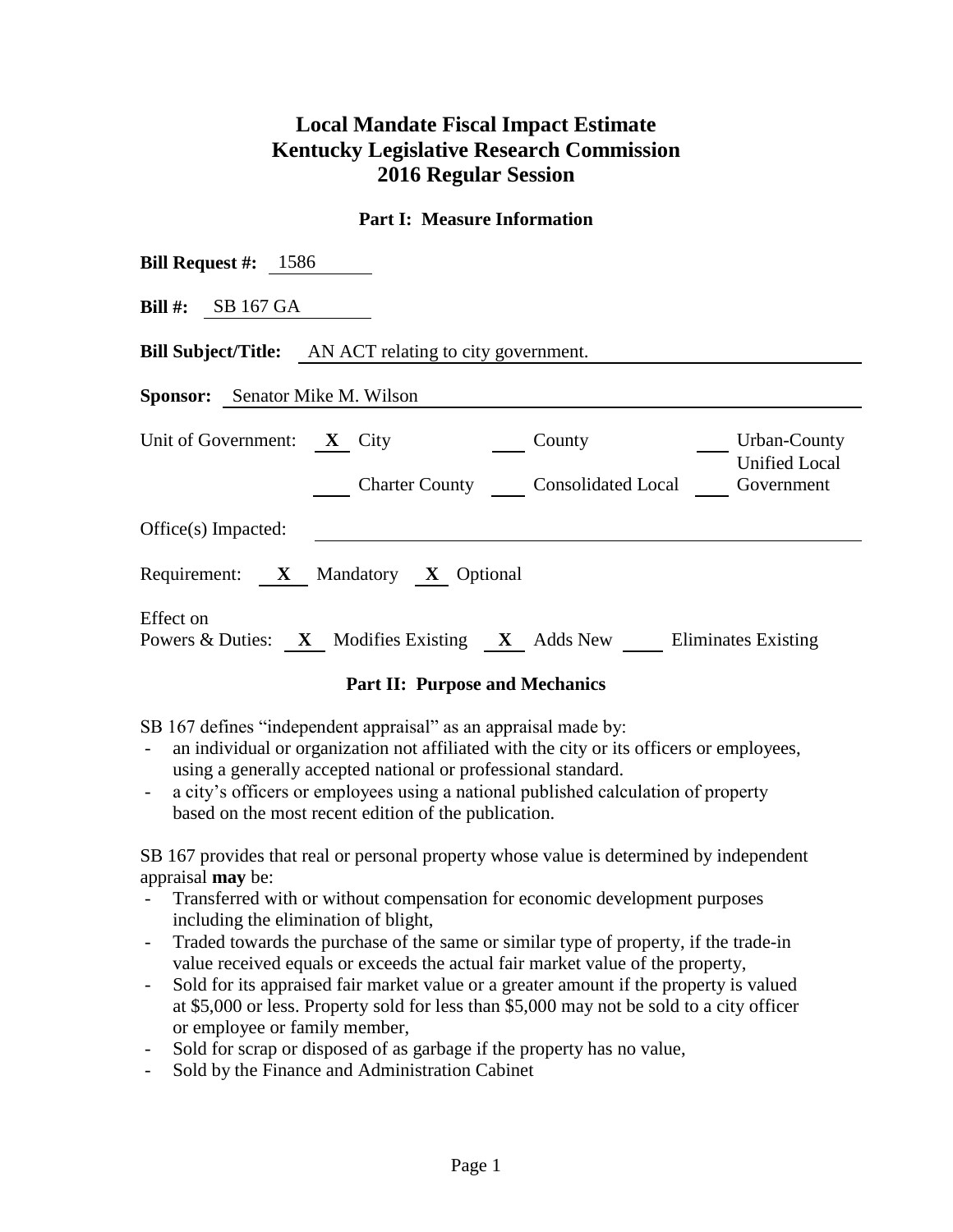# Local Mandate Fiscal Impact Estimate
# Kentucky Legislative Research Commission
# 2016 Regular Session

## Part I: Measure Information

**Bill Request #:** 1586

**Bill #:** SB 167 GA

**Bill Subject/Title:** AN ACT relating to city government.

**Sponsor:** Senator Mike M. Wilson

Unit of Government: **X** City ___ County ___ Urban-County Unified Local Government ___ Charter County ___ Consolidated Local

Office(s) Impacted: ______

Requirement: **X** Mandatory **X** Optional

Effect on Powers & Duties: **X** Modifies Existing **X** Adds New ___ Eliminates Existing

## Part II: Purpose and Mechanics

SB 167 defines "independent appraisal" as an appraisal made by:

- an individual or organization not affiliated with the city or its officers or employees, using a generally accepted national or professional standard.
- a city's officers or employees using a national published calculation of property based on the most recent edition of the publication.

SB 167 provides that real or personal property whose value is determined by independent appraisal **may** be:

- Transferred with or without compensation for economic development purposes including the elimination of blight,
- Traded towards the purchase of the same or similar type of property, if the trade-in value received equals or exceeds the actual fair market value of the property,
- Sold for its appraised fair market value or a greater amount if the property is valued at $5,000 or less. Property sold for less than $5,000 may not be sold to a city officer or employee or family member,
- Sold for scrap or disposed of as garbage if the property has no value,
- Sold by the Finance and Administration Cabinet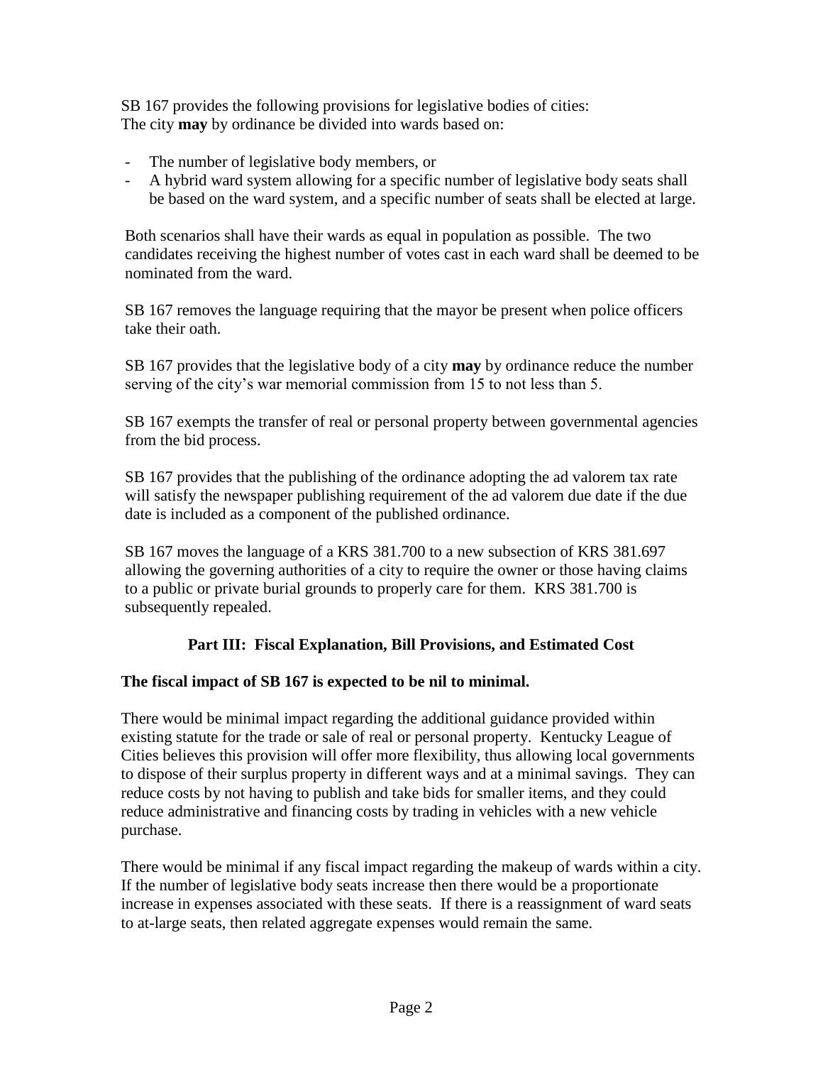SB 167 provides the following provisions for legislative bodies of cities:
The city **may** by ordinance be divided into wards based on:

- The number of legislative body members, or
- A hybrid ward system allowing for a specific number of legislative body seats shall be based on the ward system, and a specific number of seats shall be elected at large.

Both scenarios shall have their wards as equal in population as possible. The two candidates receiving the highest number of votes cast in each ward shall be deemed to be nominated from the ward.

SB 167 removes the language requiring that the mayor be present when police officers take their oath.

SB 167 provides that the legislative body of a city **may** by ordinance reduce the number serving of the city's war memorial commission from 15 to not less than 5.

SB 167 exempts the transfer of real or personal property between governmental agencies from the bid process.

SB 167 provides that the publishing of the ordinance adopting the ad valorem tax rate will satisfy the newspaper publishing requirement of the ad valorem due date if the due date is included as a component of the published ordinance.

SB 167 moves the language of a KRS 381.700 to a new subsection of KRS 381.697 allowing the governing authorities of a city to require the owner or those having claims to a public or private burial grounds to properly care for them. KRS 381.700 is subsequently repealed.

## Part III: Fiscal Explanation, Bill Provisions, and Estimated Cost

**The fiscal impact of SB 167 is expected to be nil to minimal.**

There would be minimal impact regarding the additional guidance provided within existing statute for the trade or sale of real or personal property. Kentucky League of Cities believes this provision will offer more flexibility, thus allowing local governments to dispose of their surplus property in different ways and at a minimal savings. They can reduce costs by not having to publish and take bids for smaller items, and they could reduce administrative and financing costs by trading in vehicles with a new vehicle purchase.

There would be minimal if any fiscal impact regarding the makeup of wards within a city. If the number of legislative body seats increase then there would be a proportionate increase in expenses associated with these seats. If there is a reassignment of ward seats to at-large seats, then related aggregate expenses would remain the same.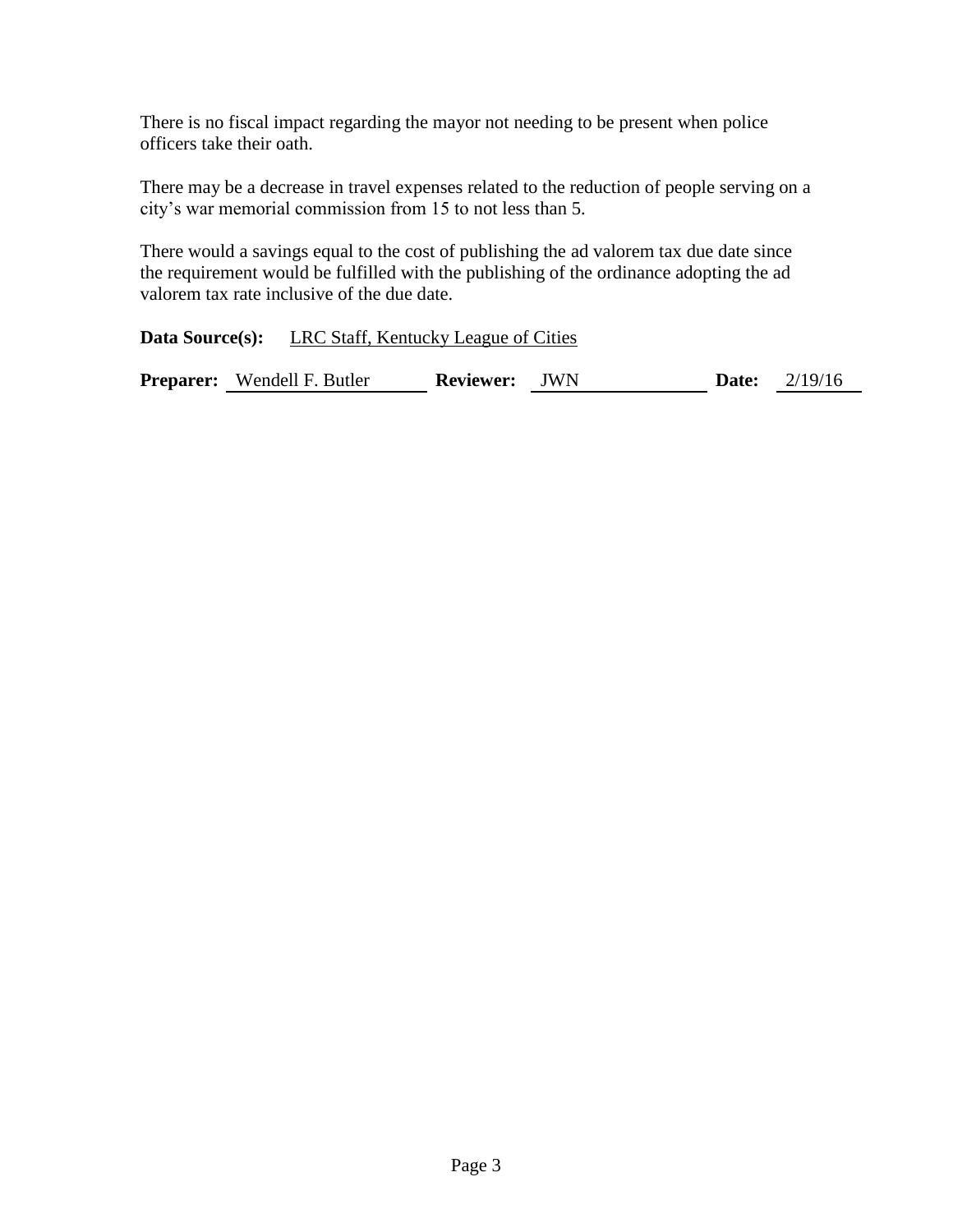There is no fiscal impact regarding the mayor not needing to be present when police officers take their oath.

There may be a decrease in travel expenses related to the reduction of people serving on a city's war memorial commission from 15 to not less than 5.

There would a savings equal to the cost of publishing the ad valorem tax due date since the requirement would be fulfilled with the publishing of the ordinance adopting the ad valorem tax rate inclusive of the due date.

**Data Source(s):** LRC Staff, Kentucky League of Cities

**Preparer:** Wendell F. Butler **Reviewer:** JWN **Date:** 2/19/16